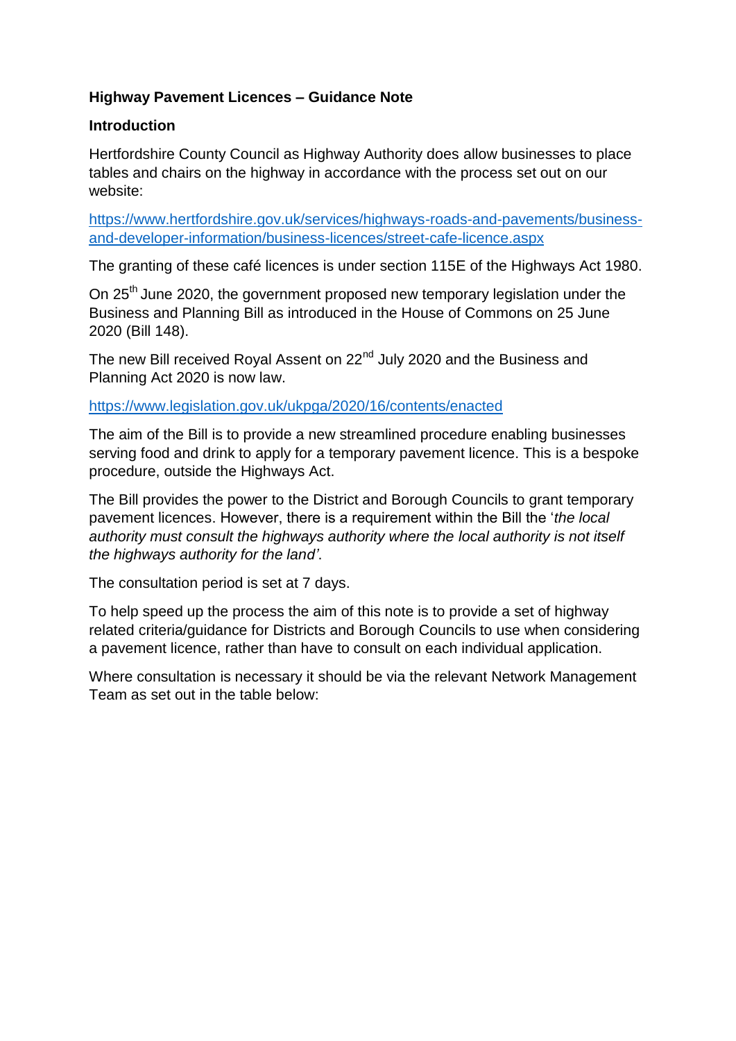**Highway Pavement Licences – Guidance Note**

**Introduction**

Hertfordshire County Council as Highway Authority does allow businesses to place tables and chairs on the highway in accordance with the process set out on our website:

https://www.hertfordshire.gov.uk/services/highways-roads-and-pavements/business-and-developer-information/business-licences/street-cafe-licence.aspx

The granting of these café licences is under section 115E of the Highways Act 1980.

On 25th June 2020, the government proposed new temporary legislation under the Business and Planning Bill as introduced in the House of Commons on 25 June 2020 (Bill 148).

The new Bill received Royal Assent on 22nd July 2020 and the Business and Planning Act 2020 is now law.

https://www.legislation.gov.uk/ukpga/2020/16/contents/enacted

The aim of the Bill is to provide a new streamlined procedure enabling businesses serving food and drink to apply for a temporary pavement licence. This is a bespoke procedure, outside the Highways Act.

The Bill provides the power to the District and Borough Councils to grant temporary pavement licences. However, there is a requirement within the Bill the '*the local authority must consult the highways authority where the local authority is not itself the highways authority for the land'*.

The consultation period is set at 7 days.

To help speed up the process the aim of this note is to provide a set of highway related criteria/guidance for Districts and Borough Councils to use when considering a pavement licence, rather than have to consult on each individual application.

Where consultation is necessary it should be via the relevant Network Management Team as set out in the table below: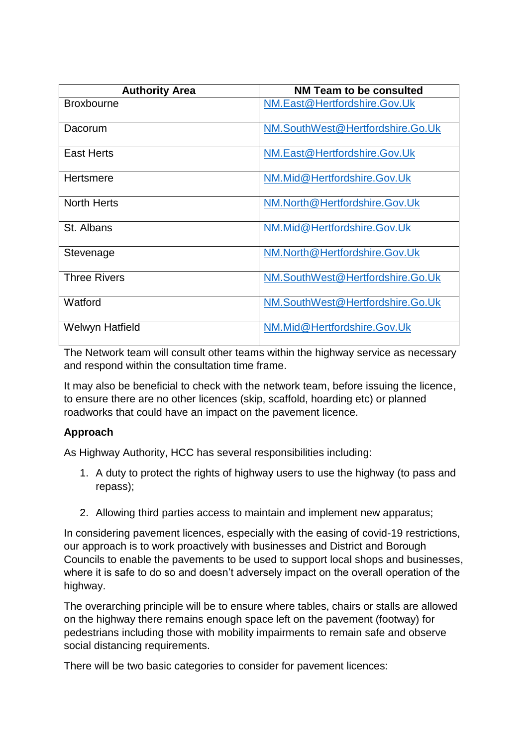| Authority Area | NM Team to be consulted |
| --- | --- |
| Broxbourne | NM.East@Hertfordshire.Gov.Uk |
| Dacorum | NM.SouthWest@Hertfordshire.Go.Uk |
| East Herts | NM.East@Hertfordshire.Gov.Uk |
| Hertsmere | NM.Mid@Hertfordshire.Gov.Uk |
| North Herts | NM.North@Hertfordshire.Gov.Uk |
| St. Albans | NM.Mid@Hertfordshire.Gov.Uk |
| Stevenage | NM.North@Hertfordshire.Gov.Uk |
| Three Rivers | NM.SouthWest@Hertfordshire.Go.Uk |
| Watford | NM.SouthWest@Hertfordshire.Go.Uk |
| Welwyn Hatfield | NM.Mid@Hertfordshire.Gov.Uk |

The Network team will consult other teams within the highway service as necessary and respond within the consultation time frame.

It may also be beneficial to check with the network team, before issuing the licence, to ensure there are no other licences (skip, scaffold, hoarding etc) or planned roadworks that could have an impact on the pavement licence.

**Approach**

As Highway Authority, HCC has several responsibilities including:

1. A duty to protect the rights of highway users to use the highway (to pass and repass);

2. Allowing third parties access to maintain and implement new apparatus;

In considering pavement licences, especially with the easing of covid-19 restrictions, our approach is to work proactively with businesses and District and Borough Councils to enable the pavements to be used to support local shops and businesses, where it is safe to do so and doesn't adversely impact on the overall operation of the highway.

The overarching principle will be to ensure where tables, chairs or stalls are allowed on the highway there remains enough space left on the pavement (footway) for pedestrians including those with mobility impairments to remain safe and observe social distancing requirements.

There will be two basic categories to consider for pavement licences: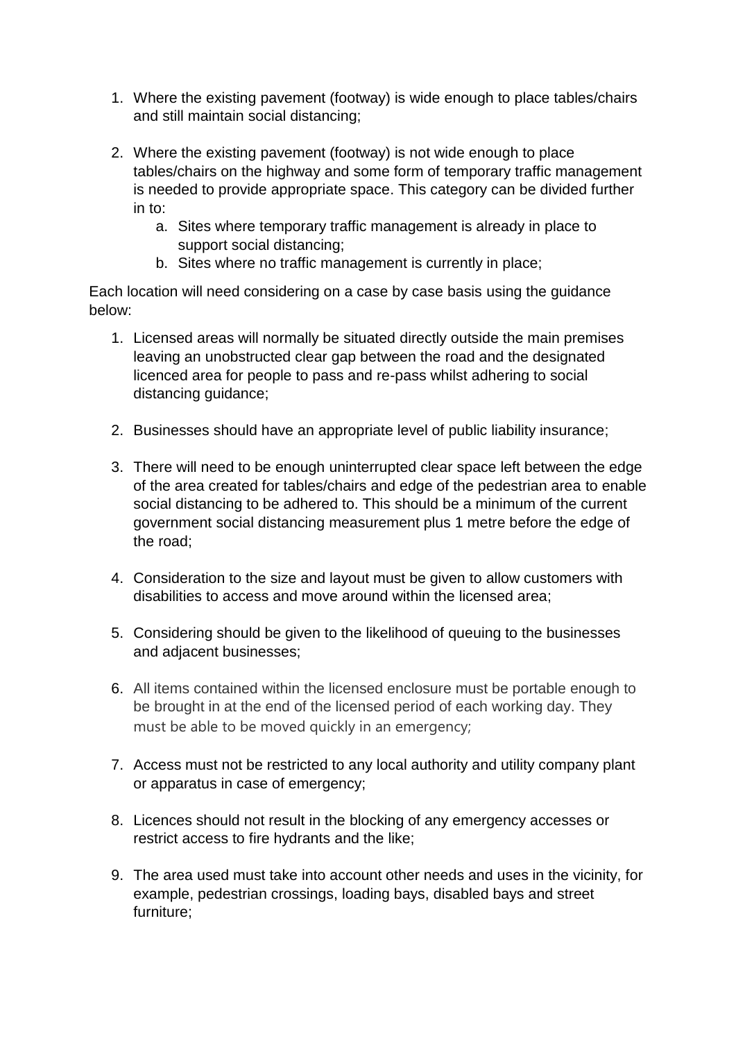1. Where the existing pavement (footway) is wide enough to place tables/chairs and still maintain social distancing;

2. Where the existing pavement (footway) is not wide enough to place tables/chairs on the highway and some form of temporary traffic management is needed to provide appropriate space. This category can be divided further in to:
    a. Sites where temporary traffic management is already in place to support social distancing;
    b. Sites where no traffic management is currently in place;

Each location will need considering on a case by case basis using the guidance below:

1. Licensed areas will normally be situated directly outside the main premises leaving an unobstructed clear gap between the road and the designated licenced area for people to pass and re-pass whilst adhering to social distancing guidance;

2. Businesses should have an appropriate level of public liability insurance;

3. There will need to be enough uninterrupted clear space left between the edge of the area created for tables/chairs and edge of the pedestrian area to enable social distancing to be adhered to. This should be a minimum of the current government social distancing measurement plus 1 metre before the edge of the road;

4. Consideration to the size and layout must be given to allow customers with disabilities to access and move around within the licensed area;

5. Considering should be given to the likelihood of queuing to the businesses and adjacent businesses;

6. All items contained within the licensed enclosure must be portable enough to be brought in at the end of the licensed period of each working day. They must be able to be moved quickly in an emergency;

7. Access must not be restricted to any local authority and utility company plant or apparatus in case of emergency;

8. Licences should not result in the blocking of any emergency accesses or restrict access to fire hydrants and the like;

9. The area used must take into account other needs and uses in the vicinity, for example, pedestrian crossings, loading bays, disabled bays and street furniture;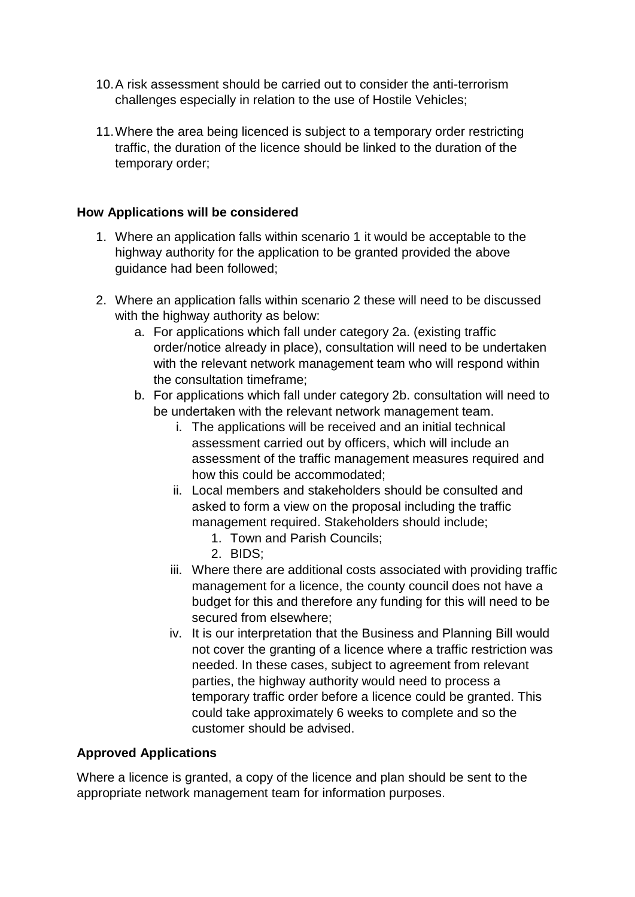10. A risk assessment should be carried out to consider the anti-terrorism challenges especially in relation to the use of Hostile Vehicles;

11. Where the area being licenced is subject to a temporary order restricting traffic, the duration of the licence should be linked to the duration of the temporary order;

**How Applications will be considered**

1. Where an application falls within scenario 1 it would be acceptable to the highway authority for the application to be granted provided the above guidance had been followed;

2. Where an application falls within scenario 2 these will need to be discussed with the highway authority as below:
   a. For applications which fall under category 2a. (existing traffic order/notice already in place), consultation will need to be undertaken with the relevant network management team who will respond within the consultation timeframe;
   b. For applications which fall under category 2b. consultation will need to be undertaken with the relevant network management team.
      i. The applications will be received and an initial technical assessment carried out by officers, which will include an assessment of the traffic management measures required and how this could be accommodated;
      ii. Local members and stakeholders should be consulted and asked to form a view on the proposal including the traffic management required. Stakeholders should include;
         1. Town and Parish Councils;
         2. BIDS;
      iii. Where there are additional costs associated with providing traffic management for a licence, the county council does not have a budget for this and therefore any funding for this will need to be secured from elsewhere;
      iv. It is our interpretation that the Business and Planning Bill would not cover the granting of a licence where a traffic restriction was needed. In these cases, subject to agreement from relevant parties, the highway authority would need to process a temporary traffic order before a licence could be granted. This could take approximately 6 weeks to complete and so the customer should be advised.

**Approved Applications**

Where a licence is granted, a copy of the licence and plan should be sent to the appropriate network management team for information purposes.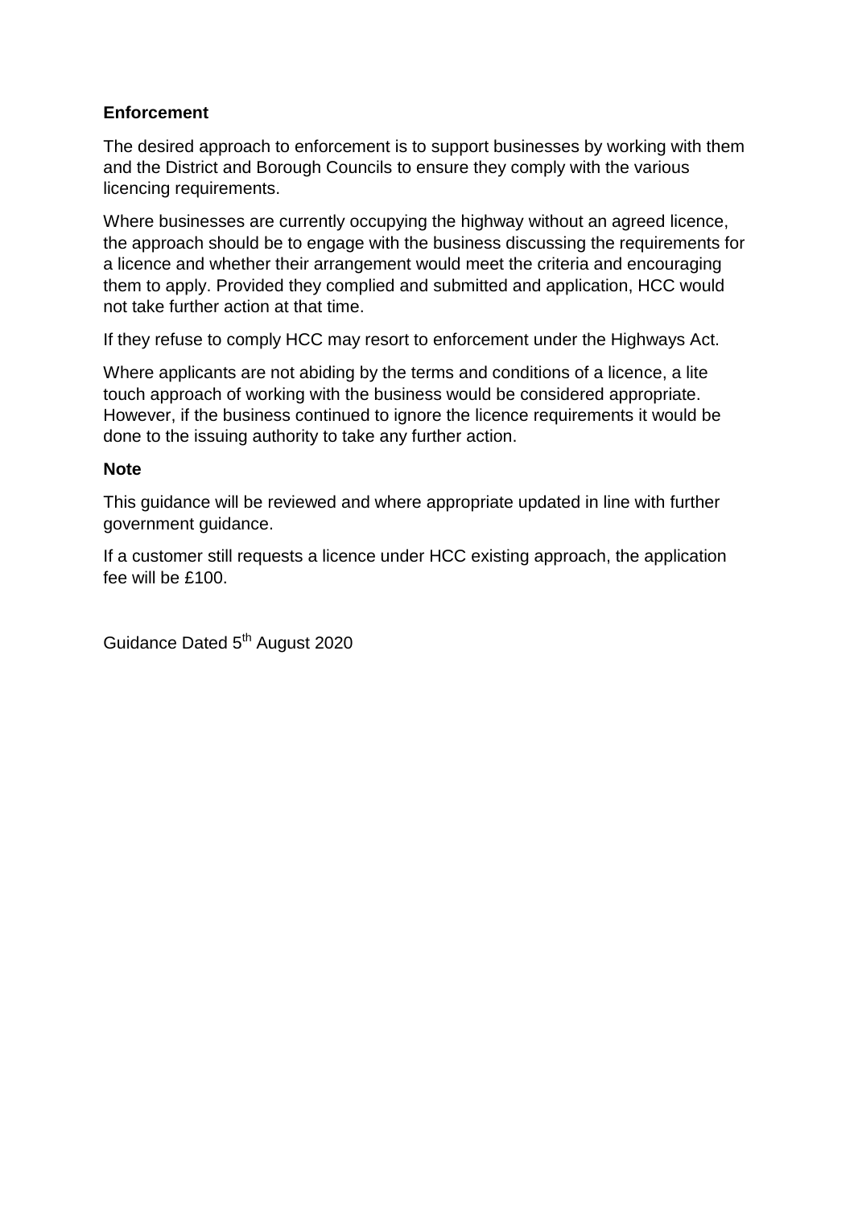**Enforcement**

The desired approach to enforcement is to support businesses by working with them and the District and Borough Councils to ensure they comply with the various licencing requirements.

Where businesses are currently occupying the highway without an agreed licence, the approach should be to engage with the business discussing the requirements for a licence and whether their arrangement would meet the criteria and encouraging them to apply. Provided they complied and submitted and application, HCC would not take further action at that time.

If they refuse to comply HCC may resort to enforcement under the Highways Act.

Where applicants are not abiding by the terms and conditions of a licence, a lite touch approach of working with the business would be considered appropriate. However, if the business continued to ignore the licence requirements it would be done to the issuing authority to take any further action.

**Note**

This guidance will be reviewed and where appropriate updated in line with further government guidance.

If a customer still requests a licence under HCC existing approach, the application fee will be £100.

Guidance Dated 5th August 2020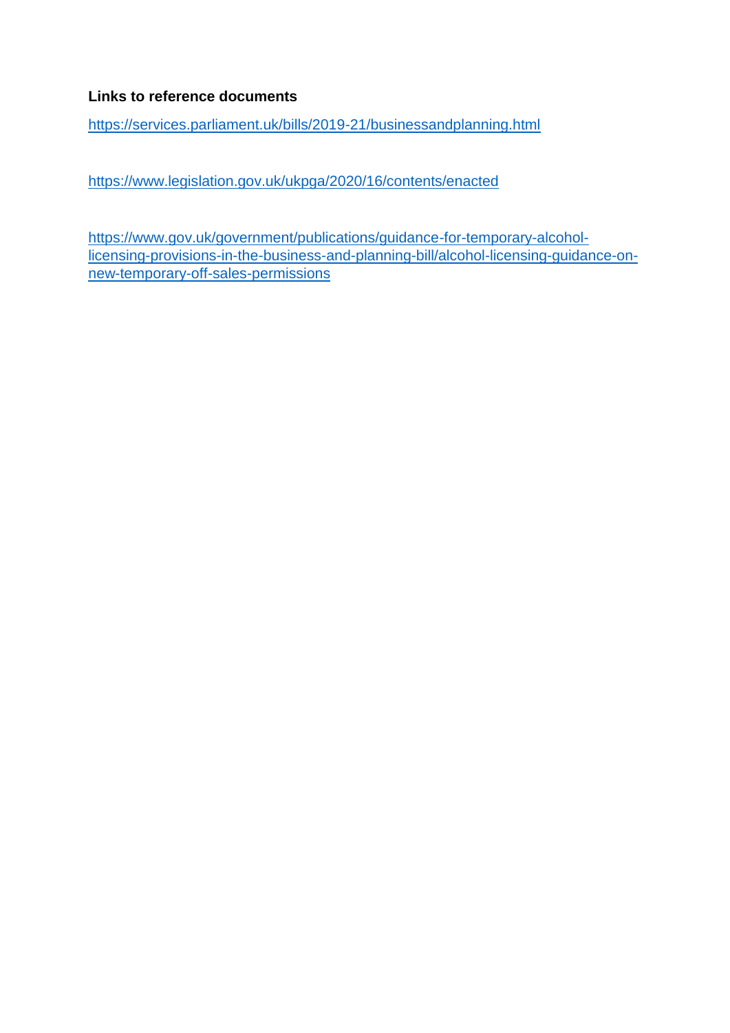**Links to reference documents**

https://services.parliament.uk/bills/2019-21/businessandplanning.html

https://www.legislation.gov.uk/ukpga/2020/16/contents/enacted

https://www.gov.uk/government/publications/guidance-for-temporary-alcohol-licensing-provisions-in-the-business-and-planning-bill/alcohol-licensing-guidance-on-new-temporary-off-sales-permissions